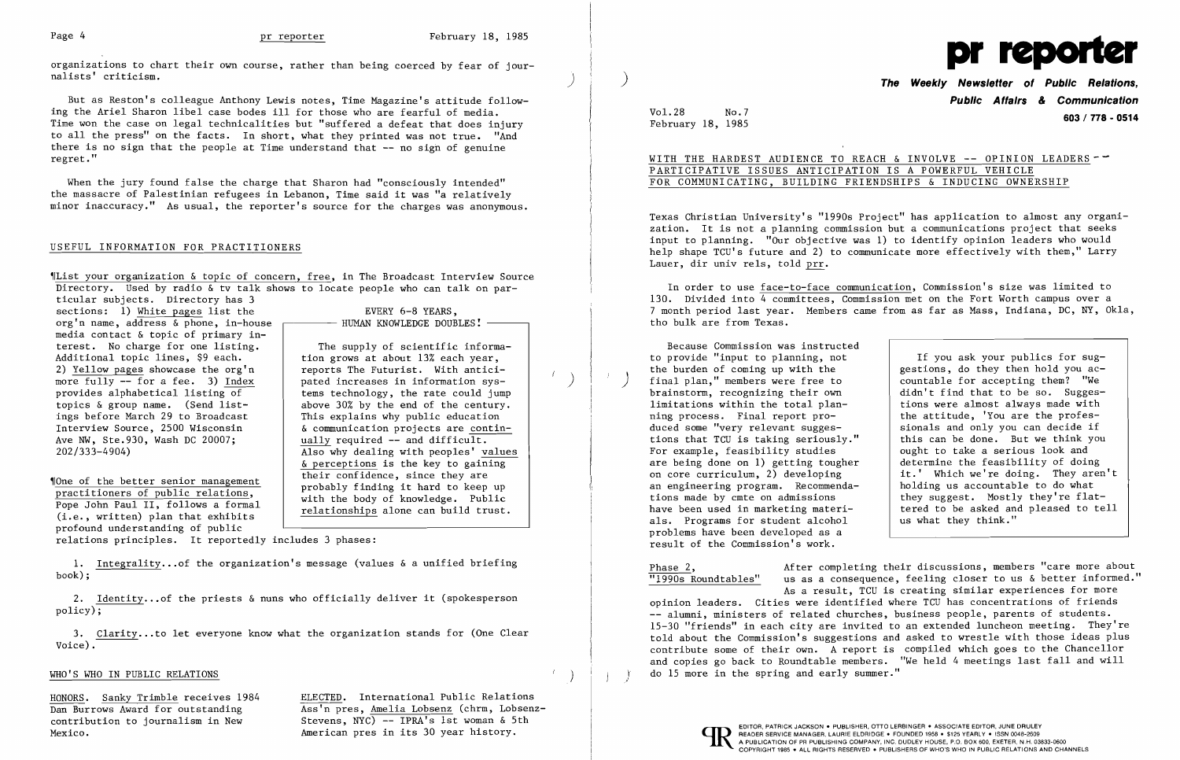organizations to chart their own course, rather than being coerced by fear of journalists' criticism.

But as Reston's colleague Anthony Lewis notes, Time Magazine's attitude following the Ariel Sharon libel case bodes ill for those who are fearful of media. Time won the case on legal technicalities but "suffered a defeat that does injury to all the press" on the facts. In short, what they printed was not true. "And there is no sign that the people at Time understand that -- no sign of genuine regret."

When the jury found false the charge that Sharon had "consciously intended" the massacre of Palestinian refugees in Lebanon, Time said it was "a relatively minor inaccuracy." As usual, the reporter's source for the charges was anonymous.

## USEFUL INFORMATION FOR PRACTITIONERS

¶List your organization & topic of concern, free, in The Broadcast Interview Source Directory. Used by radio & tv talk shows to locate people who can talk on particular subjects. Directory has 3 sections: 1) White pages list the org'n name, address & phone, in-house media contact & topic of primary interest. No charge for one listing. Additional topic lines, $9 each. 2) Yellow pages showcase the org'n more fully -- for a fee. 3) Index provides alphabetical listing of topics & group name. (Send listings before March 29 to Broadcast Interview Source, 2500 Wisconsin Ave NW, Ste.930, Wash DC 20007; 202/333-4904)

> **EVERY 6-8 YEARS, HUMAN KNOWLEDGE DOUBLES!**
>
> The supply of scientific information grows at about 13% each year, reports The Futurist. With anticipated increases in information systems technology, the rate could jump above 30% by the end of the century. This explains why public education & communication projects are continually required -- and difficult. Also why dealing with peoples' values & perceptions is the key to gaining their confidence, since they are probably finding it hard to keep up with the body of knowledge. Public relationships alone can build trust.

¶One of the better senior management practitioners of public relations, Pope John Paul II, follows a formal (i.e., written) plan that exhibits profound understanding of public relations principles. It reportedly includes 3 phases:

1. Integrality...of the organization's message (values & a unified briefing book);

2. Identity...of the priests & nuns who officially deliver it (spokesperson policy);

3. Clarity...to let everyone know what the organization stands for (One Clear Voice).

## WHO'S WHO IN PUBLIC RELATIONS

HONORS. Sanky Trimble receives 1984 Dan Burrows Award for outstanding contribution to journalism in New Mexico.

ELECTED. International Public Relations Ass'n pres, Amelia Lobsenz (chrm, Lobsenz-Stevens, NYC) -- IPRA's 1st woman & 5th American pres in its 30 year history.

# pr reporter

**The Weekly Newsletter of Public Relations, Public Affairs & Communication**

**603 / 778 - 0514**

Vol.28 No.7
February 18, 1985

## WITH THE HARDEST AUDIENCE TO REACH & INVOLVE -- OPINION LEADERS -- PARTICIPATIVE ISSUES ANTICIPATION IS A POWERFUL VEHICLE FOR COMMUNICATING, BUILDING FRIENDSHIPS & INDUCING OWNERSHIP

Texas Christian University's "1990s Project" has application to almost any organization. It is not a planning commission but a communications project that seeks input to planning. "Our objective was 1) to identify opinion leaders who would help shape TCU's future and 2) to communicate more effectively with them," Larry Lauer, dir univ rels, told prr.

In order to use face-to-face communication, Commission's size was limited to 130. Divided into 4 committees, Commission met on the Fort Worth campus over a 7 month period last year. Members came from as far as Mass, Indiana, DC, NY, Okla, tho bulk are from Texas.

Because Commission was instructed to provide "input to planning, not the burden of coming up with the final plan," members were free to brainstorm, recognizing their own limitations within the total planning process. Final report produced some "very relevant suggestions that TCU is taking seriously." For example, feasibility studies are being done on 1) getting tougher on core curriculum, 2) developing an engineering program. Recommendations made by cmte on admissions have been used in marketing materials. Programs for student alcohol problems have been developed as a result of the Commission's work.

> If you ask your publics for suggestions, do they then hold you accountable for accepting them? "We didn't find that to be so. Suggestions were almost always made with the attitude, 'You are the professionals and only you can decide if this can be done. But we think you ought to take a serious look and determine the feasibility of doing it.' Which we're doing. They aren't holding us accountable to do what they suggest. Mostly they're flattered to be asked and pleased to tell us what they think."

**Phase 2, "1990s Roundtables"** After completing their discussions, members "care more about us as a consequence, feeling closer to us & better informed." As a result, TCU is creating similar experiences for more opinion leaders. Cities were identified where TCU has concentrations of friends -- alumni, ministers of related churches, business people, parents of students. 15-30 "friends" in each city are invited to an extended luncheon meeting. They're told about the Commission's suggestions and asked to wrestle with those ideas plus contribute some of their own. A report is compiled which goes to the Chancellor and copies go back to Roundtable members. "We held 4 meetings last fall and will do 15 more in the spring and early summer."

EDITOR, PATRICK JACKSON • PUBLISHER, OTTO LERBINGER • ASSOCIATE EDITOR, JUNE DRULEY
READER SERVICE MANAGER, LAURIE ELDRIDGE • FOUNDED 1958 • $125 YEARLY • ISSN 0048-2609
A PUBLICATION OF PR PUBLISHING COMPANY, INC. DUDLEY HOUSE, P.O. BOX 600, EXETER, N.H. 03833-0600
COPYRIGHT 1985 • ALL RIGHTS RESERVED • PUBLISHERS OF WHO'S WHO IN PUBLIC RELATIONS AND CHANNELS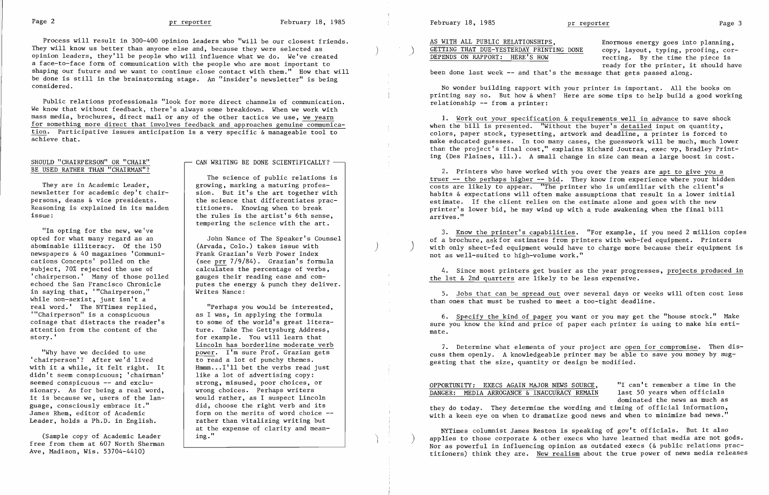Process will result in 300-400 opinion leaders who "will be our closest friends. They will know us better than anyone else and, because they were selected as opinion leaders, they'll be people who will influence what we do. We've created a face-to-face form of communication with the people who are most important to shaping our future and we want to continue close contact with them." How that will be done is still in the brainstorming stage. An "insider's newsletter" is being considered.

Public relations professionals "look for more direct channels of communication. We know that without feedback, there's always some breakdown. When we work with mass media, brochures, direct mail or any of the other tactics we use, we yearn for something more direct that involves feedback and approaches genuine communication. Participative issues anticipation is a very specific & manageable tool to achieve that.

## SHOULD "CHAIRPERSON" OR "CHAIR" BE USED RATHER THAN "CHAIRMAN"?

They are in Academic Leader, newsletter for academic dep't chairpersons, deans & vice presidents. Reasoning is explained in its maiden issue:

"In opting for the new, we've opted for what many regard as an abominable illiteracy. Of the 150 newspapers & 40 magazines 'Communications Concepts' polled on the subject, 70% rejected the use of 'chairperson.' Many of those polled echoed the San Francisco Chronicle in saying that, '"Chairperson," while non-sexist, just isn't a real word.' The NYTimes replied, '"Chairperson" is a conspicuous coinage that distracts the reader's attention from the content of the story.'

"Why have we decided to use 'chairperson'? After we'd lived with it a while, it felt right. It didn't seem conspicuous; 'chairman' seemed conspicuous -- and exclusionary. As for being a real word, it is because we, users of the language, consciously embrace it." James Rhem, editor of Academic Leader, holds a Ph.D. in English.

(Sample copy of Academic Leader free from them at 607 North Sherman Ave, Madison, Wis. 53704-4410)

## CAN WRITING BE DONE SCIENTIFICALLY?

The science of public relations is growing, marking a maturing profession. But it's the art together with the science that differentiates practitioners. Knowing when to break the rules is the artist's 6th sense, tempering the science with the art.

John Nance of The Speaker's Counsel (Arvada, Colo.) takes issue with Frank Grazian's Verb Power Index (see prr 7/9/84). Grazian's formula calculates the percentage of verbs, gauges their reading ease and computes the energy & punch they deliver. Writes Nance:

"Perhaps you would be interested, as I was, in applying the formula to some of the world's great literature. Take The Gettysburg Address, for example. You will learn that Lincoln has borderline moderate verb power. I'm sure Prof. Grazian gets to read a lot of punchy themes. Hmmm...I'll bet the verbs read just like a lot of advertising copy: strong, misused, poor choices, or wrong choices. Perhaps writers would rather, as I suspect Lincoln did, choose the right verb and its form on the merits of word choice -- rather than vitalizing writing but at the expense of clarity and meaning."

## AS WITH ALL PUBLIC RELATIONSHIPS, GETTING THAT DUE-YESTERDAY PRINTING DONE DEPENDS ON RAPPORT: HERE'S HOW

Enormous energy goes into planning, copy, layout, typing, proofing, correcting. By the time the piece is ready for the printer, it should have been done last week -- and that's the message that gets passed along.

No wonder building rapport with your printer is important. All the books on printing say so. But how & when? Here are some tips to help build a good working relationship -- from a printer:

1. Work out your specification & requirements well in advance to save shock when the bill is presented. "Without the buyer's detailed input on quantity, colors, paper stock, typesetting, artwork and deadline, a printer is forced to make educated guesses. In too many cases, the guesswork will be much, much lower than the project's final cost," explains Richard Joutras, exec vp, Bradley Printing (Des Plaines, Ill.). A small change in size can mean a large boost in cost.

2. Printers who have worked with you over the years are apt to give you a truer -- tho perhaps higher -- bid. They know from experience where your hidden costs are likely to appear. "The printer who is unfamiliar with the client's habits & expectations will often make assumptions that result in a lower initial estimate. If the client relies on the estimate alone and goes with the new printer's lower bid, he may wind up with a rude awakening when the final bill arrives."

3. Know the printer's capabilities. "For example, if you need 2 million copies of a brochure, ask for estimates from printers with web-fed equipment. Printers with only sheet-fed equipment would have to charge more because their equipment is not as well-suited to high-volume work."

4. Since most printers get busier as the year progresses, projects produced in the 1st & 2nd quarters are likely to be less expensive.

5. Jobs that can be spread out over several days or weeks will often cost less than ones that must be rushed to meet a too-tight deadline.

6. Specify the kind of paper you want or you may get the "house stock." Make sure you know the kind and price of paper each printer is using to make his estimate.

7. Determine what elements of your project are open for compromise. Then discuss them openly. A knowledgeable printer may be able to save you money by suggesting that the size, quantity or design be modified.

## OPPORTUNITY: EXECS AGAIN MAJOR NEWS SOURCE, DANGER: MEDIA ARROGANCE & INACCURACY REMAIN

"I can't remember a time in the last 50 years when officials dominated the news as much as they do today. They determine the wording and timing of official information, with a keen eye on when to dramatize good news and when to minimize bad news."

NYTimes columnist James Reston is speaking of gov't officials. But it also applies to those corporate & other execs who have learned that media are not gods. Nor as powerful in influencing opinion as outdated execs (& public relations practitioners) think they are. New realism about the true power of news media releases